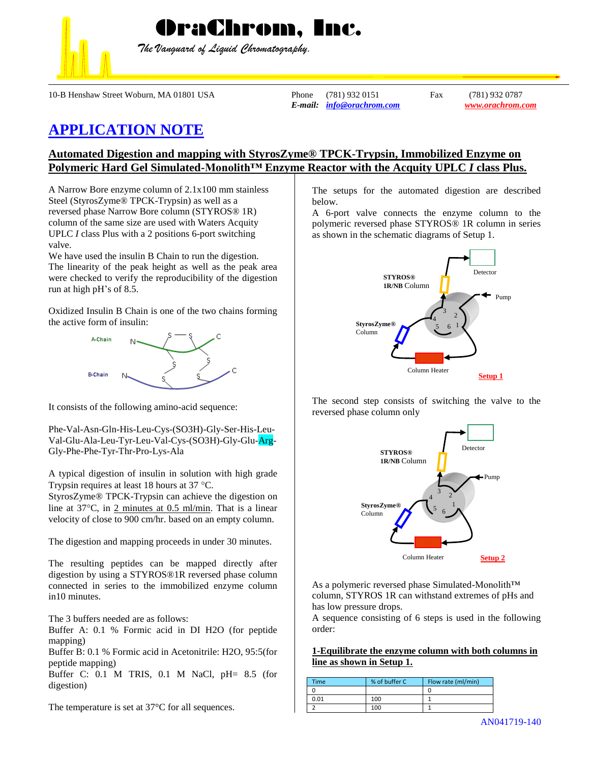# OraChrom, Inc.

*The Vanguard of Liquid Chromatography.*

10-B Henshaw Street Woburn, MA 01801 USA | Phone (781) 932 0151 | Fax (781) 932 0787
**E-mail:** [info@orachrom.com](mailto:info@orachrom.com) | www.orachrom.com

## APPLICATION NOTE

### Automated Digestion and mapping with StyrosZyme® TPCK-Trypsin, Immobilized Enzyme on Polymeric Hard Gel Simulated-Monolith™ Enzyme Reactor with the Acquity UPLC *I* class Plus.

A Narrow Bore enzyme column of 2.1x100 mm stainless Steel (StyrosZyme® TPCK-Trypsin) as well as a reversed phase Narrow Bore column (STYROS® 1R) column of the same size are used with Waters Acquity UPLC *I* class Plus with a 2 positions 6-port switching valve.

We have used the insulin B Chain to run the digestion. The linearity of the peak height as well as the peak area were checked to verify the reproducibility of the digestion run at high pH's of 8.5.

Oxidized Insulin B Chain is one of the two chains forming the active form of insulin:

It consists of the following amino-acid sequence:

Phe-Val-Asn-Gln-His-Leu-Cys-(SO3H)-Gly-Ser-His-Leu-Val-Glu-Ala-Leu-Tyr-Leu-Val-Cys-(SO3H)-Gly-Glu-Arg-Gly-Phe-Phe-Tyr-Thr-Pro-Lys-Ala

A typical digestion of insulin in solution with high grade Trypsin requires at least 18 hours at 37 °C.
StyrosZyme® TPCK-Trypsin can achieve the digestion on line at 37°C, in 2 minutes at 0.5 ml/min. That is a linear velocity of close to 900 cm/hr. based on an empty column.

The digestion and mapping proceeds in under 30 minutes.

The resulting peptides can be mapped directly after digestion by using a STYROS®1R reversed phase column connected in series to the immobilized enzyme column in10 minutes.

The 3 buffers needed are as follows:
Buffer A: 0.1 % Formic acid in DI H2O (for peptide mapping)
Buffer B: 0.1 % Formic acid in Acetonitrile: H2O, 95:5(for peptide mapping)
Buffer C: 0.1 M TRIS, 0.1 M NaCl, pH= 8.5 (for digestion)

The temperature is set at 37°C for all sequences.

The setups for the automated digestion are described below.
A 6-port valve connects the enzyme column to the polymeric reversed phase STYROS® 1R column in series as shown in the schematic diagrams of Setup 1.

**Setup 1**

The second step consists of switching the valve to the reversed phase column only

**Setup 2**

As a polymeric reversed phase Simulated-Monolith™ column, STYROS 1R can withstand extremes of pHs and has low pressure drops.
A sequence consisting of 6 steps is used in the following order:

**1-Equilibrate the enzyme column with both columns in line as shown in Setup 1.**

| Time | % of buffer C | Flow rate (ml/min) |
|---|---|---|
| 0 | | 0 |
| 0.01 | 100 | 1 |
| 2 | 100 | 1 |

AN041719-140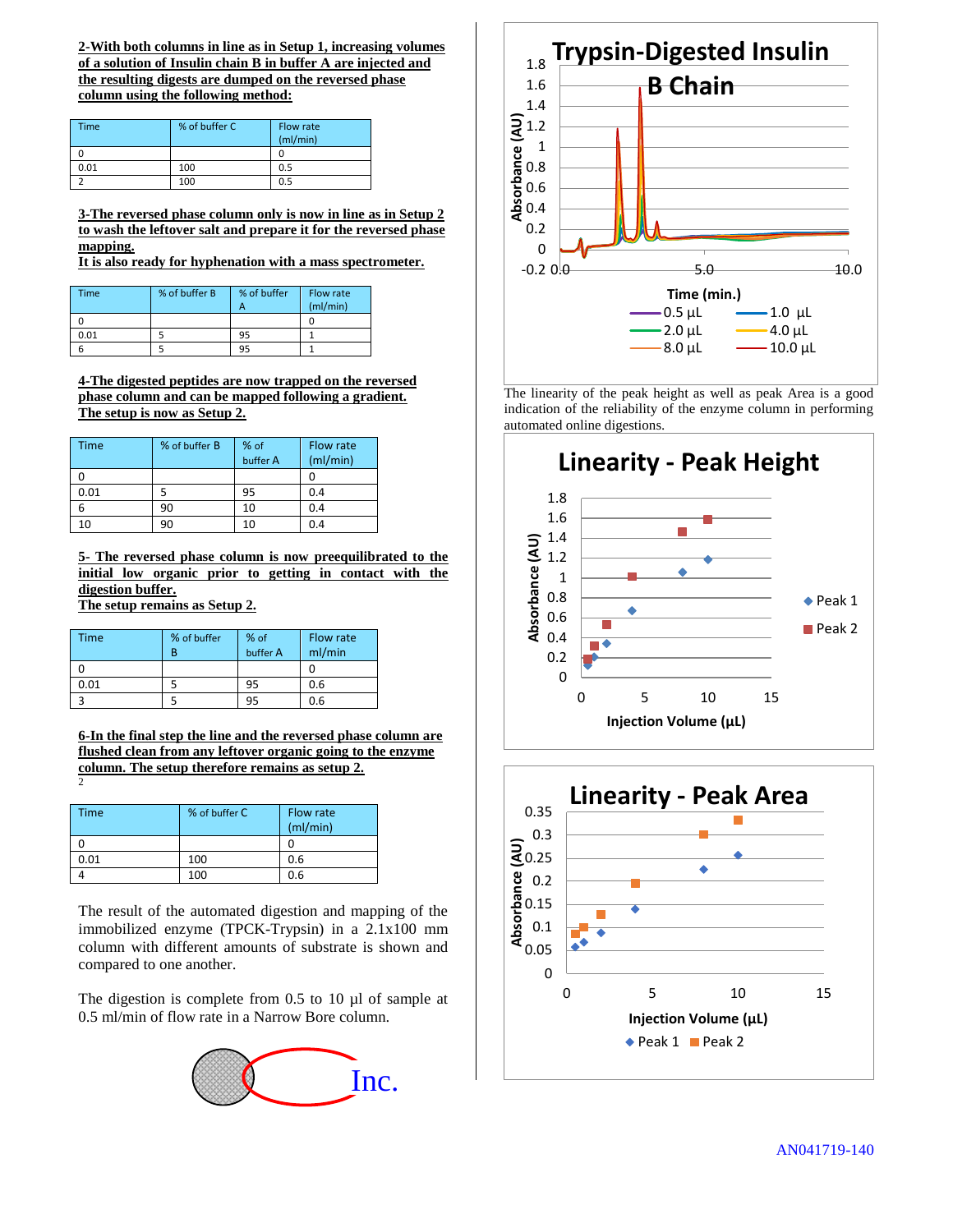**2-With both columns in line as in Setup 1, increasing volumes of a solution of Insulin chain B in buffer A are injected and the resulting digests are dumped on the reversed phase column using the following method:**

| Time | % of buffer C | Flow rate (ml/min) |
|---|---|---|
| 0 | | 0 |
| 0.01 | 100 | 0.5 |
| 2 | 100 | 0.5 |

**3-The reversed phase column only is now in line as in Setup 2 to wash the leftover salt and prepare it for the reversed phase mapping.**
**It is also ready for hyphenation with a mass spectrometer.**

| Time | % of buffer B | % of buffer A | Flow rate (ml/min) |
|---|---|---|---|
| 0 | | | 0 |
| 0.01 | 5 | 95 | 1 |
| 6 | 5 | 95 | 1 |

**4-The digested peptides are now trapped on the reversed phase column and can be mapped following a gradient. The setup is now as Setup 2.**

| Time | % of buffer B | % of buffer A | Flow rate (ml/min) |
|---|---|---|---|
| 0 | | | 0 |
| 0.01 | 5 | 95 | 0.4 |
| 6 | 90 | 10 | 0.4 |
| 10 | 90 | 10 | 0.4 |

**5- The reversed phase column is now preequilibrated to the initial low organic prior to getting in contact with the digestion buffer.**
**The setup remains as Setup 2.**

| Time | % of buffer B | % of buffer A | Flow rate ml/min |
|---|---|---|---|
| 0 | | | 0 |
| 0.01 | 5 | 95 | 0.6 |
| 3 | 5 | 95 | 0.6 |

**6-In the final step the line and the reversed phase column are flushed clean from any leftover organic going to the enzyme column. The setup therefore remains as setup 2.**
2

| Time | % of buffer C | Flow rate (ml/min) |
|---|---|---|
| 0 | | 0 |
| 0.01 | 100 | 0.6 |
| 4 | 100 | 0.6 |

The result of the automated digestion and mapping of the immobilized enzyme (TPCK-Trypsin) in a 2.1x100 mm column with different amounts of substrate is shown and compared to one another.

The digestion is complete from 0.5 to 10 µl of sample at 0.5 ml/min of flow rate in a Narrow Bore column.

Inc.

Trypsin-Digested Insulin B Chain

Absorbance (AU)

1.8
1.6
1.4
1.2
1
0.8
0.6
0.4
0.2
0
-0.2

0.0
5.0
10.0

Time (min.)

0.5 µL
1.0 µL
2.0 µL
4.0 µL
8.0 µL
10.0 µL

The linearity of the peak height as well as peak Area is a good indication of the reliability of the enzyme column in performing automated online digestions.

Linearity - Peak Height

Absorbance (AU)

1.8
1.6
1.4
1.2
1
0.8
0.6
0.4
0.2
0

0
5
10
15

Injection Volume (µL)

Peak 1
Peak 2

Linearity - Peak Area

Absorbance (AU)

0.35
0.3
0.25
0.2
0.15
0.1
0.05
0

0
5
10
15

Injection Volume (µL)

Peak 1
Peak 2

AN041719-140